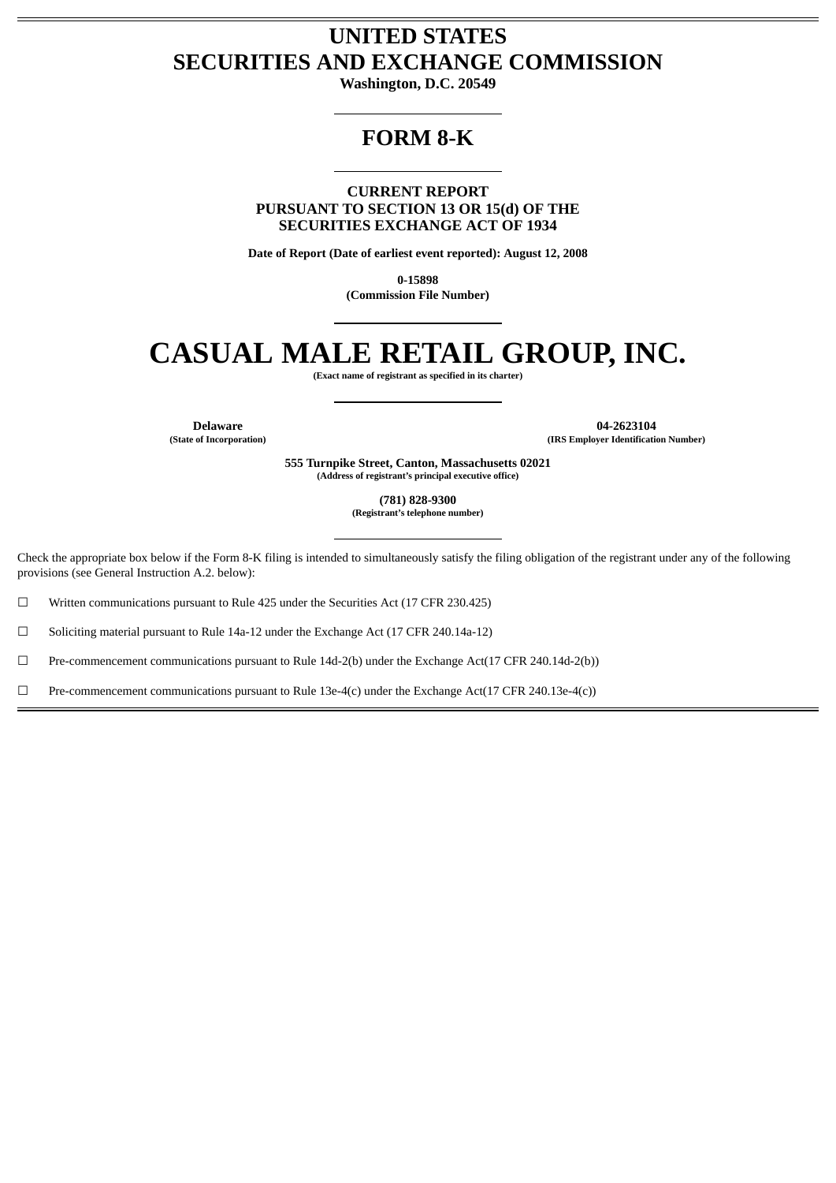# UNITED STATES
# SECURITIES AND EXCHANGE COMMISSION

**Washington, D.C. 20549**

---

# FORM 8-K

---

**CURRENT REPORT**
**PURSUANT TO SECTION 13 OR 15(d) OF THE**
**SECURITIES EXCHANGE ACT OF 1934**

**Date of Report (Date of earliest event reported): August 12, 2008**

**0-15898**
**(Commission File Number)**

---

# CASUAL MALE RETAIL GROUP, INC.

**(Exact name of registrant as specified in its charter)**

---

| **Delaware** | **04-2623104** |
|---|---|
| **(State of Incorporation)** | **(IRS Employer Identification Number)** |

**555 Turnpike Street, Canton, Massachusetts 02021**
**(Address of registrant's principal executive office)**

**(781) 828-9300**
**(Registrant's telephone number)**

---

Check the appropriate box below if the Form 8-K filing is intended to simultaneously satisfy the filing obligation of the registrant under any of the following provisions (see General Instruction A.2. below):

☐ Written communications pursuant to Rule 425 under the Securities Act (17 CFR 230.425)

☐ Soliciting material pursuant to Rule 14a-12 under the Exchange Act (17 CFR 240.14a-12)

☐ Pre-commencement communications pursuant to Rule 14d-2(b) under the Exchange Act(17 CFR 240.14d-2(b))

☐ Pre-commencement communications pursuant to Rule 13e-4(c) under the Exchange Act(17 CFR 240.13e-4(c))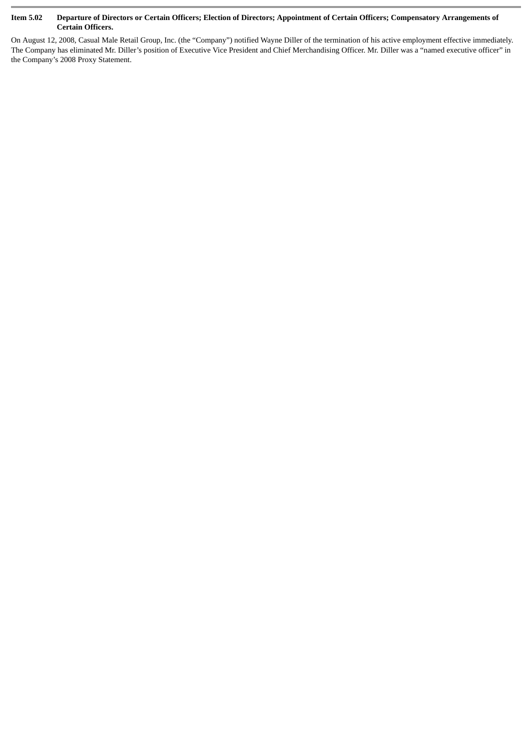**Item 5.02 Departure of Directors or Certain Officers; Election of Directors; Appointment of Certain Officers; Compensatory Arrangements of Certain Officers.**

On August 12, 2008, Casual Male Retail Group, Inc. (the "Company") notified Wayne Diller of the termination of his active employment effective immediately. The Company has eliminated Mr. Diller's position of Executive Vice President and Chief Merchandising Officer. Mr. Diller was a "named executive officer" in the Company's 2008 Proxy Statement.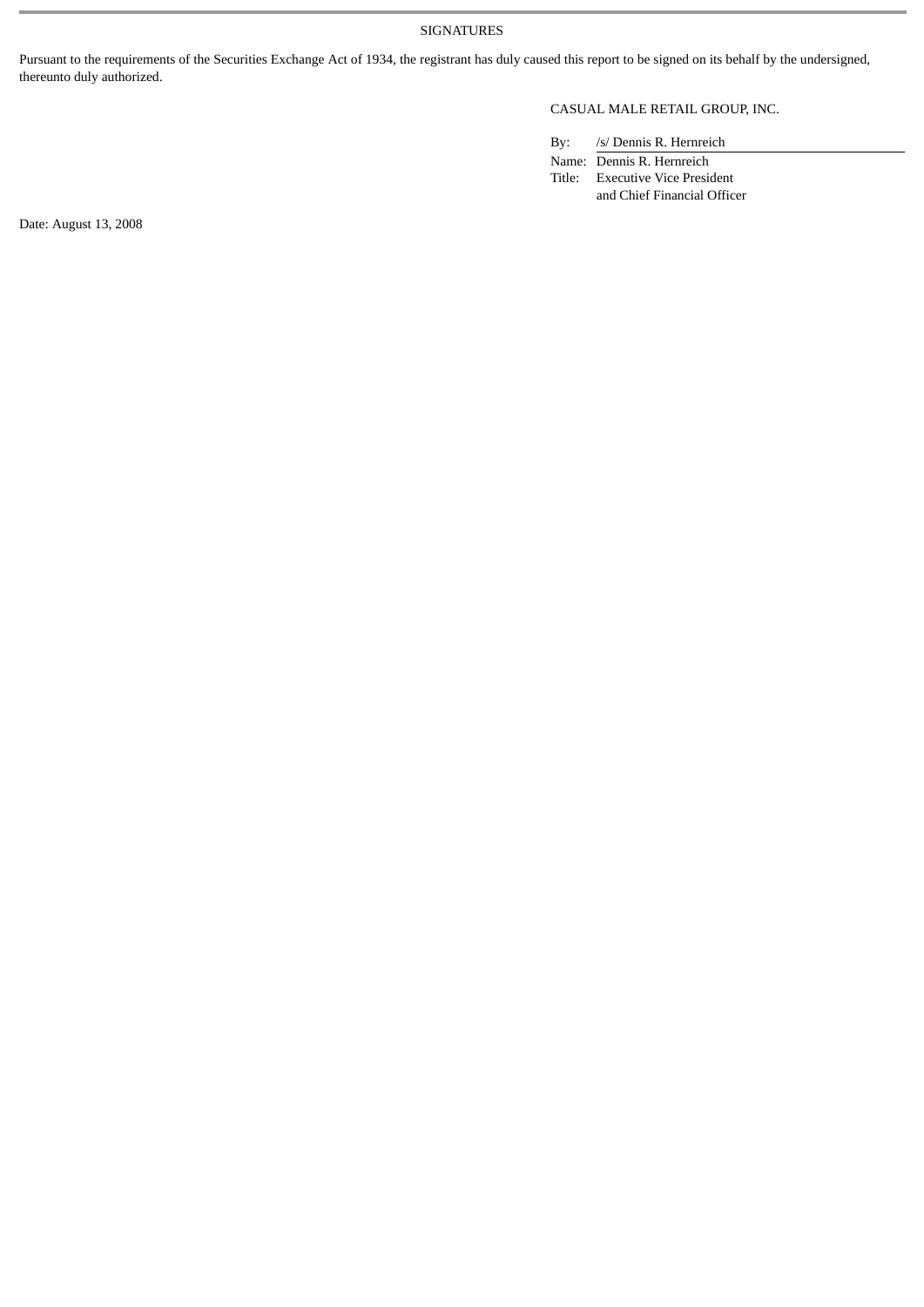## SIGNATURES

Pursuant to the requirements of the Securities Exchange Act of 1934, the registrant has duly caused this report to be signed on its behalf by the undersigned, thereunto duly authorized.

CASUAL MALE RETAIL GROUP, INC.

| | |
|---|---|
| By: | /s/ Dennis R. Hernreich |
| Name: | Dennis R. Hernreich |
| Title: | Executive Vice President and Chief Financial Officer |

Date: August 13, 2008